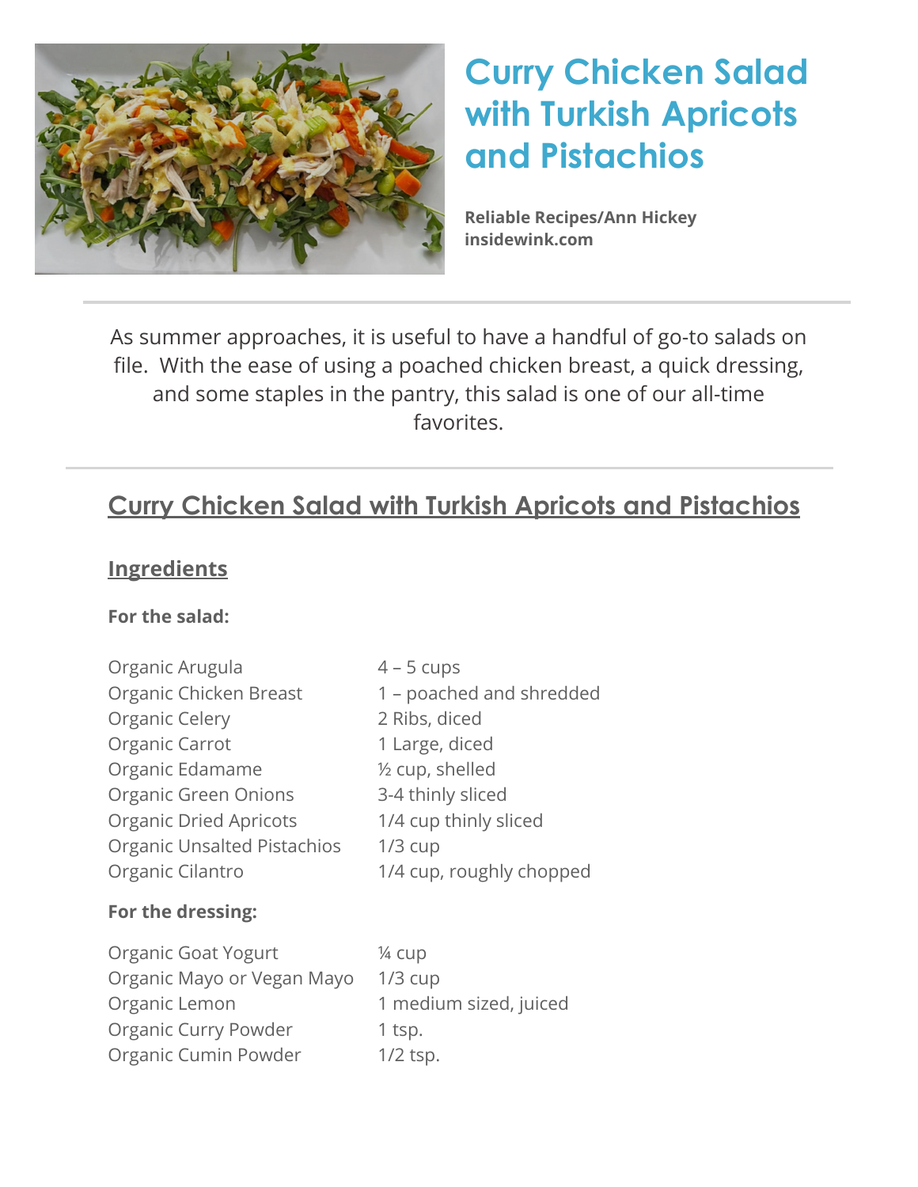# Curry Chicken Salad with Turkish Apricots and Pistachios

**Reliable Recipes/Ann Hickey**
**insidewink.com**

---

As summer approaches, it is useful to have a handful of go-to salads on file. With the ease of using a poached chicken breast, a quick dressing, and some staples in the pantry, this salad is one of our all-time favorites.

---

## Curry Chicken Salad with Turkish Apricots and Pistachios

### Ingredients

**For the salad:**

| | |
|---|---|
| Organic Arugula | 4 – 5 cups |
| Organic Chicken Breast | 1 – poached and shredded |
| Organic Celery | 2 Ribs, diced |
| Organic Carrot | 1 Large, diced |
| Organic Edamame | ½ cup, shelled |
| Organic Green Onions | 3-4 thinly sliced |
| Organic Dried Apricots | 1/4 cup thinly sliced |
| Organic Unsalted Pistachios | 1/3 cup |
| Organic Cilantro | 1/4 cup, roughly chopped |

**For the dressing:**

| | |
|---|---|
| Organic Goat Yogurt | ¼ cup |
| Organic Mayo or Vegan Mayo | 1/3 cup |
| Organic Lemon | 1 medium sized, juiced |
| Organic Curry Powder | 1 tsp. |
| Organic Cumin Powder | 1/2 tsp. |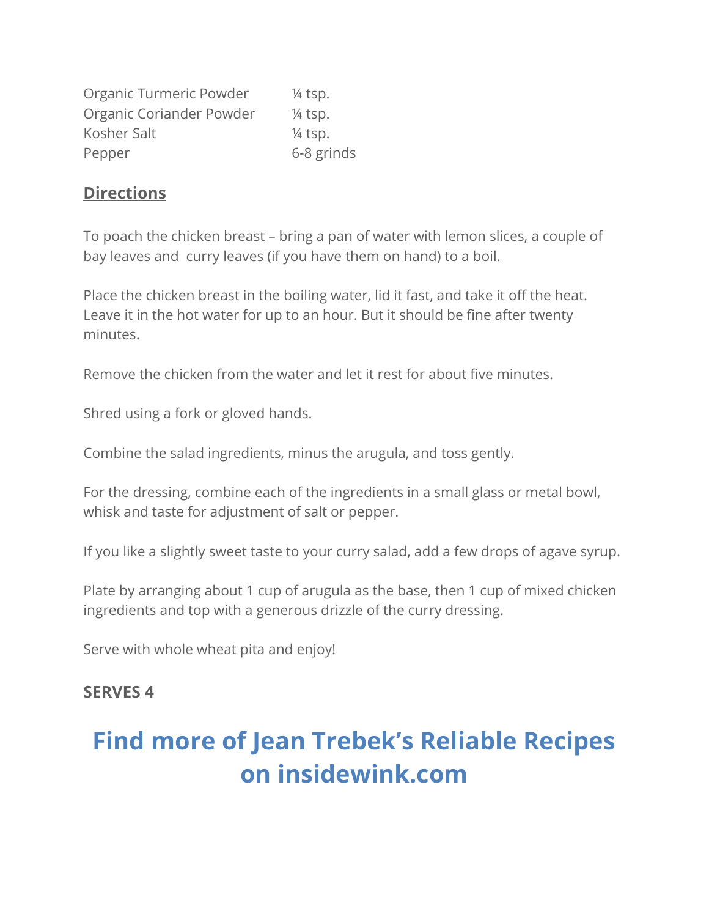| | |
|---|---|
| Organic Turmeric Powder | ¼ tsp. |
| Organic Coriander Powder | ¼ tsp. |
| Kosher Salt | ¼ tsp. |
| Pepper | 6-8 grinds |

## **Directions**

To poach the chicken breast – bring a pan of water with lemon slices, a couple of bay leaves and  curry leaves (if you have them on hand) to a boil.

Place the chicken breast in the boiling water, lid it fast, and take it off the heat. Leave it in the hot water for up to an hour. But it should be fine after twenty minutes.

Remove the chicken from the water and let it rest for about five minutes.

Shred using a fork or gloved hands.

Combine the salad ingredients, minus the arugula, and toss gently.

For the dressing, combine each of the ingredients in a small glass or metal bowl, whisk and taste for adjustment of salt or pepper.

If you like a slightly sweet taste to your curry salad, add a few drops of agave syrup.

Plate by arranging about 1 cup of arugula as the base, then 1 cup of mixed chicken ingredients and top with a generous drizzle of the curry dressing.

Serve with whole wheat pita and enjoy!

**SERVES 4**

## **Find more of Jean Trebek's Reliable Recipes on insidewink.com**